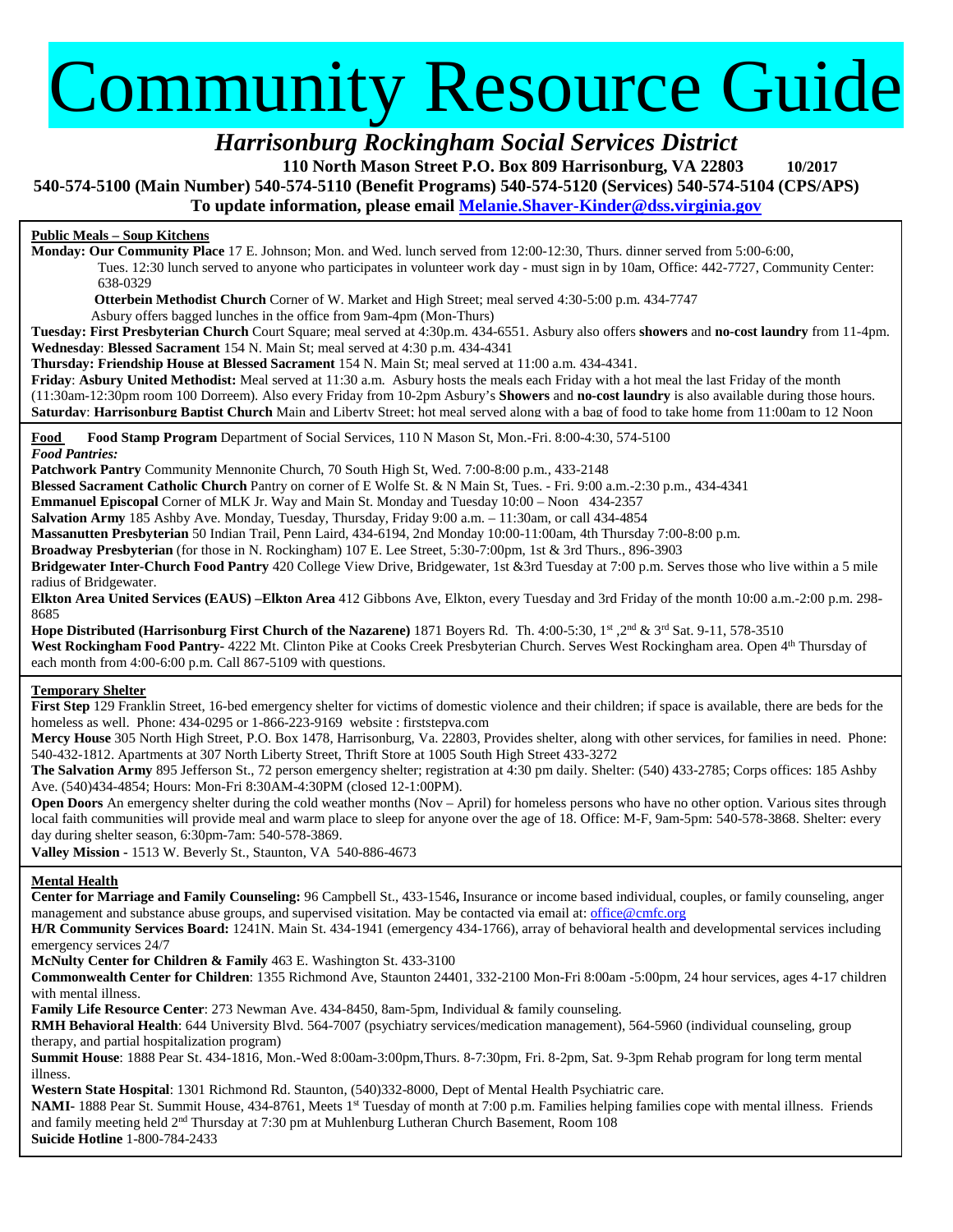# Community Resource Guide

## *Harrisonburg Rockingham Social Services District*

**110 North Mason Street P.O. Box 809 Harrisonburg, VA 22803 10/2017**

**540-574-5100 (Main Number) 540-574-5110 (Benefit Programs) 540-574-5120 (Services) 540-574-5104 (CPS/APS)**

**To update information, please email [Melanie.Shaver-Kinder@dss.virginia.gov](mailto:Melanie.Shaver-Kinder@dss.virginia.gov)**

---

### Public Meals – Soup Kitchens

**Monday: Our Community Place** 17 E. Johnson; Mon. and Wed. lunch served from 12:00-12:30, Thurs. dinner served from 5:00-6:00, Tues. 12:30 lunch served to anyone who participates in volunteer work day - must sign in by 10am, Office: 442-7727, Community Center: 638-0329

**Otterbein Methodist Church** Corner of W. Market and High Street; meal served 4:30-5:00 p.m. 434-7747

Asbury offers bagged lunches in the office from 9am-4pm (Mon-Thurs)

**Tuesday: First Presbyterian Church** Court Square; meal served at 4:30p.m. 434-6551. Asbury also offers **showers** and **no-cost laundry** from 11-4pm.

**Wednesday**: **Blessed Sacrament** 154 N. Main St; meal served at 4:30 p.m. 434-4341

**Thursday: Friendship House at Blessed Sacrament** 154 N. Main St; meal served at 11:00 a.m. 434-4341.

**Friday**: **Asbury United Methodist:** Meal served at 11:30 a.m. Asbury hosts the meals each Friday with a hot meal the last Friday of the month (11:30am-12:30pm room 100 Dorreem). Also every Friday from 10-2pm Asbury's **Showers** and **no-cost laundry** is also available during those hours.

**Saturday**: **Harrisonburg Baptist Church** Main and Liberty Street; hot meal served along with a bag of food to take home from 11:00am to 12 Noon

---

**Food** **Food Stamp Program** Department of Social Services, 110 N Mason St, Mon.-Fri. 8:00-4:30, 574-5100

*Food Pantries:*

**Patchwork Pantry** Community Mennonite Church, 70 South High St, Wed. 7:00-8:00 p.m., 433-2148

**Blessed Sacrament Catholic Church** Pantry on corner of E Wolfe St. & N Main St, Tues. - Fri. 9:00 a.m.-2:30 p.m., 434-4341

**Emmanuel Episcopal** Corner of MLK Jr. Way and Main St. Monday and Tuesday 10:00 – Noon 434-2357

**Salvation Army** 185 Ashby Ave. Monday, Tuesday, Thursday, Friday 9:00 a.m. – 11:30am, or call 434-4854

**Massanutten Presbyterian** 50 Indian Trail, Penn Laird, 434-6194, 2nd Monday 10:00-11:00am, 4th Thursday 7:00-8:00 p.m.

**Broadway Presbyterian** (for those in N. Rockingham) 107 E. Lee Street, 5:30-7:00pm, 1st & 3rd Thurs., 896-3903

**Bridgewater Inter-Church Food Pantry** 420 College View Drive, Bridgewater, 1st &3rd Tuesday at 7:00 p.m. Serves those who live within a 5 mile radius of Bridgewater.

**Elkton Area United Services (EAUS) –Elkton Area** 412 Gibbons Ave, Elkton, every Tuesday and 3rd Friday of the month 10:00 a.m.-2:00 p.m. 298-8685

**Hope Distributed (Harrisonburg First Church of the Nazarene)** 1871 Boyers Rd. Th. 4:00-5:30, 1st, 2nd & 3rd Sat. 9-11, 578-3510

**West Rockingham Food Pantry-** 4222 Mt. Clinton Pike at Cooks Creek Presbyterian Church. Serves West Rockingham area. Open 4th Thursday of each month from 4:00-6:00 p.m. Call 867-5109 with questions.

---

### Temporary Shelter

**First Step** 129 Franklin Street, 16-bed emergency shelter for victims of domestic violence and their children; if space is available, there are beds for the homeless as well. Phone: 434-0295 or 1-866-223-9169 website : firststepva.com

**Mercy House** 305 North High Street, P.O. Box 1478, Harrisonburg, Va. 22803, Provides shelter, along with other services, for families in need. Phone: 540-432-1812. Apartments at 307 North Liberty Street, Thrift Store at 1005 South High Street 433-3272

**The Salvation Army** 895 Jefferson St., 72 person emergency shelter; registration at 4:30 pm daily. Shelter: (540) 433-2785; Corps offices: 185 Ashby Ave. (540)434-4854; Hours: Mon-Fri 8:30AM-4:30PM (closed 12-1:00PM).

**Open Doors** An emergency shelter during the cold weather months (Nov – April) for homeless persons who have no other option. Various sites through local faith communities will provide meal and warm place to sleep for anyone over the age of 18. Office: M-F, 9am-5pm: 540-578-3868. Shelter: every day during shelter season, 6:30pm-7am: 540-578-3869.

**Valley Mission** - 1513 W. Beverly St., Staunton, VA 540-886-4673

---

### Mental Health

**Center for Marriage and Family Counseling:** 96 Campbell St., 433-1546**,** Insurance or income based individual, couples, or family counseling, anger management and substance abuse groups, and supervised visitation. May be contacted via email at: [office@cmfc.org](mailto:office@cmfc.org)

**H/R Community Services Board:** 1241N. Main St. 434-1941 (emergency 434-1766), array of behavioral health and developmental services including emergency services 24/7

**McNulty Center for Children & Family** 463 E. Washington St. 433-3100

**Commonwealth Center for Children**: 1355 Richmond Ave, Staunton 24401, 332-2100 Mon-Fri 8:00am -5:00pm, 24 hour services, ages 4-17 children with mental illness.

**Family Life Resource Center**: 273 Newman Ave. 434-8450, 8am-5pm, Individual & family counseling.

**RMH Behavioral Health**: 644 University Blvd. 564-7007 (psychiatry services/medication management), 564-5960 (individual counseling, group therapy, and partial hospitalization program)

**Summit House**: 1888 Pear St. 434-1816, Mon.-Wed 8:00am-3:00pm,Thurs. 8-7:30pm, Fri. 8-2pm, Sat. 9-3pm Rehab program for long term mental illness.

**Western State Hospital**: 1301 Richmond Rd. Staunton, (540)332-8000, Dept of Mental Health Psychiatric care.

**NAMI-** 1888 Pear St. Summit House, 434-8761, Meets 1st Tuesday of month at 7:00 p.m. Families helping families cope with mental illness. Friends and family meeting held 2nd Thursday at 7:30 pm at Muhlenburg Lutheran Church Basement, Room 108

**Suicide Hotline** 1-800-784-2433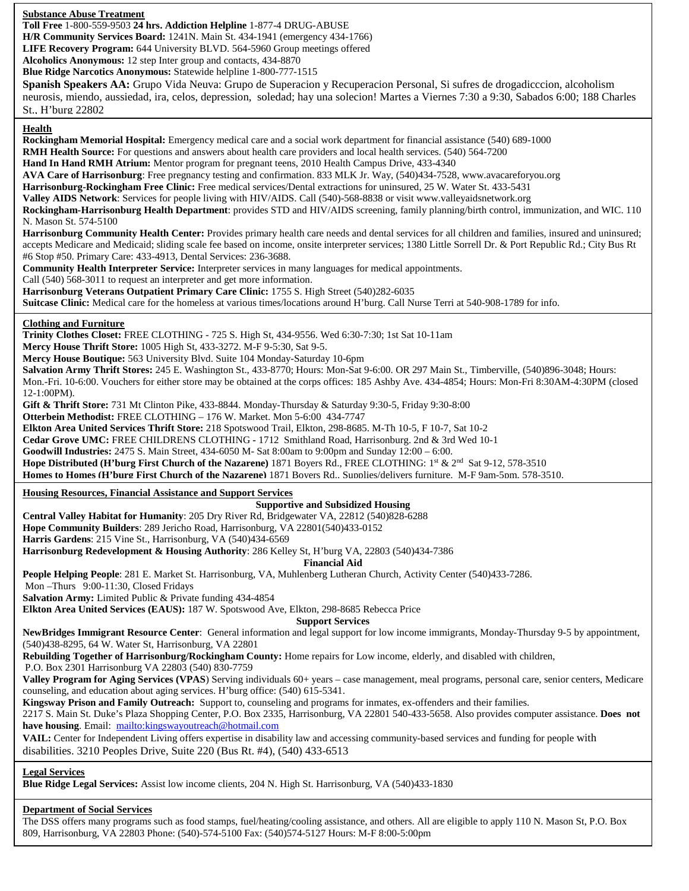**Substance Abuse Treatment**

**Toll Free** 1-800-559-9503 **24 hrs. Addiction Helpline** 1-877-4 DRUG-ABUSE
**H/R Community Services Board:** 1241N. Main St. 434-1941 (emergency 434-1766)
**LIFE Recovery Program:** 644 University BLVD. 564-5960 Group meetings offered
**Alcoholics Anonymous:** 12 step Inter group and contacts, 434-8870
**Blue Ridge Narcotics Anonymous:** Statewide helpline 1-800-777-1515
**Spanish Speakers AA:** Grupo Vida Neuva: Grupo de Superacion y Recuperacion Personal, Si sufres de drogadicccion, alcoholism neurosis, miendo, aussiedad, ira, celos, depression, soledad; hay una solecion! Martes a Viernes 7:30 a 9:30, Sabados 6:00; 188 Charles St., H'burg 22802

**Health**

**Rockingham Memorial Hospital:** Emergency medical care and a social work department for financial assistance (540) 689-1000
**RMH Health Source:** For questions and answers about health care providers and local health services. (540) 564-7200
**Hand In Hand RMH Atrium:** Mentor program for pregnant teens, 2010 Health Campus Drive, 433-4340
**AVA Care of Harrisonburg**: Free pregnancy testing and confirmation. 833 MLK Jr. Way, (540)434-7528, www.avacareforyou.org
**Harrisonburg-Rockingham Free Clinic:** Free medical services/Dental extractions for uninsured, 25 W. Water St. 433-5431
**Valley AIDS Network**: Services for people living with HIV/AIDS. Call (540)-568-8838 or visit www.valleyaidsnetwork.org
**Rockingham-Harrisonburg Health Department**: provides STD and HIV/AIDS screening, family planning/birth control, immunization, and WIC. 110 N. Mason St. 574-5100
**Harrisonburg Community Health Center:** Provides primary health care needs and dental services for all children and families, insured and uninsured; accepts Medicare and Medicaid; sliding scale fee based on income, onsite interpreter services; 1380 Little Sorrell Dr. & Port Republic Rd.; City Bus Rt #6 Stop #50. Primary Care: 433-4913, Dental Services: 236-3688.
**Community Health Interpreter Service:** Interpreter services in many languages for medical appointments.
Call (540) 568-3011 to request an interpreter and get more information.
**Harrisonburg Veterans Outpatient Primary Care Clinic:** 1755 S. High Street (540)282-6035
**Suitcase Clinic:** Medical care for the homeless at various times/locations around H'burg. Call Nurse Terri at 540-908-1789 for info.

**Clothing and Furniture**

**Trinity Clothes Closet:** FREE CLOTHING - 725 S. High St, 434-9556. Wed 6:30-7:30; 1st Sat 10-11am
**Mercy House Thrift Store:** 1005 High St, 433-3272. M-F 9-5:30, Sat 9-5.
**Mercy House Boutique:** 563 University Blvd. Suite 104 Monday-Saturday 10-6pm
**Salvation Army Thrift Stores:** 245 E. Washington St., 433-8770; Hours: Mon-Sat 9-6:00. OR 297 Main St., Timberville, (540)896-3048; Hours: Mon.-Fri. 10-6:00. Vouchers for either store may be obtained at the corps offices: 185 Ashby Ave. 434-4854; Hours: Mon-Fri 8:30AM-4:30PM (closed 12-1:00PM).
**Gift & Thrift Store:** 731 Mt Clinton Pike, 433-8844. Monday-Thursday & Saturday 9:30-5, Friday 9:30-8:00
**Otterbein Methodist:** FREE CLOTHING – 176 W. Market. Mon 5-6:00 434-7747
**Elkton Area United Services Thrift Store:** 218 Spotswood Trail, Elkton, 298-8685. M-Th 10-5, F 10-7, Sat 10-2
**Cedar Grove UMC:** FREE CHILDRENS CLOTHING - 1712 Smithland Road, Harrisonburg. 2nd & 3rd Wed 10-1
**Goodwill Industries:** 2475 S. Main Street, 434-6050 M- Sat 8:00am to 9:00pm and Sunday 12:00 – 6:00.
**Hope Distributed (H'burg First Church of the Nazarene)** 1871 Boyers Rd., FREE CLOTHING: 1st & 2nd Sat 9-12, 578-3510
**Homes to Homes (H'burg First Church of the Nazarene)** 1871 Boyers Rd., Supplies/delivers furniture. M-F 9am-5pm, 578-3510.

**Housing Resources, Financial Assistance and Support Services**

**Supportive and Subsidized Housing**

**Central Valley Habitat for Humanity**: 205 Dry River Rd, Bridgewater VA, 22812 (540)828-6288
**Hope Community Builders**: 289 Jericho Road, Harrisonburg, VA 22801(540)433-0152
**Harris Gardens**: 215 Vine St., Harrisonburg, VA (540)434-6569
**Harrisonburg Redevelopment & Housing Authority**: 286 Kelley St, H'burg VA, 22803 (540)434-7386

**Financial Aid**

**People Helping People**: 281 E. Market St. Harrisonburg, VA, Muhlenberg Lutheran Church, Activity Center (540)433-7286.
Mon –Thurs 9:00-11:30, Closed Fridays
**Salvation Army:** Limited Public & Private funding 434-4854
**Elkton Area United Services (EAUS):** 187 W. Spotswood Ave, Elkton, 298-8685 Rebecca Price

**Support Services**

**NewBridges Immigrant Resource Center**: General information and legal support for low income immigrants, Monday-Thursday 9-5 by appointment, (540)438-8295, 64 W. Water St, Harrisonburg, VA 22801
**Rebuilding Together of Harrisonburg/Rockingham County:** Home repairs for Low income, elderly, and disabled with children,
P.O. Box 2301 Harrisonburg VA 22803 (540) 830-7759
**Valley Program for Aging Services (VPAS**) Serving individuals 60+ years – case management, meal programs, personal care, senior centers, Medicare counseling, and education about aging services. H'burg office: (540) 615-5341.
**Kingsway Prison and Family Outreach:** Support to, counseling and programs for inmates, ex-offenders and their families.
2217 S. Main St. Duke's Plaza Shopping Center, P.O. Box 2335, Harrisonburg, VA 22801 540-433-5658. Also provides computer assistance. **Does not have housing**. Email: mailto:kingswayoutreach@hotmail.com
**VAIL:** Center for Independent Living offers expertise in disability law and accessing community-based services and funding for people with disabilities. 3210 Peoples Drive, Suite 220 (Bus Rt. #4), (540) 433-6513

**Legal Services**

**Blue Ridge Legal Services:** Assist low income clients, 204 N. High St. Harrisonburg, VA (540)433-1830

**Department of Social Services**

The DSS offers many programs such as food stamps, fuel/heating/cooling assistance, and others. All are eligible to apply 110 N. Mason St, P.O. Box 809, Harrisonburg, VA 22803 Phone: (540)-574-5100 Fax: (540)574-5127 Hours: M-F 8:00-5:00pm